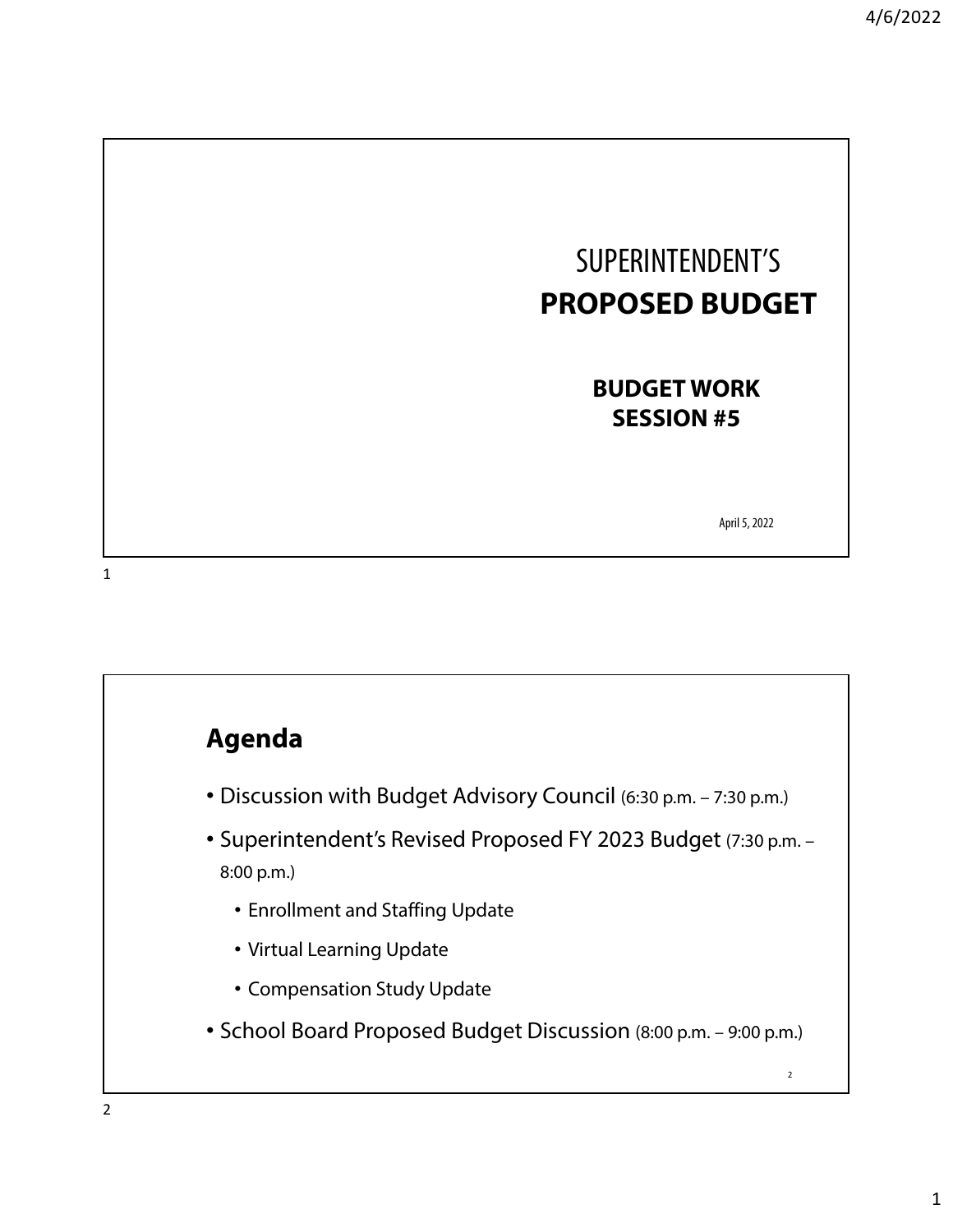# SUPERINTENDENT'S **PROPOSED BUDGET**

**BUDGET WORK SESSION #5**

April 5, 2022

## Agenda

- Discussion with Budget Advisory Council (6:30 p.m. – 7:30 p.m.)
- Superintendent's Revised Proposed FY 2023 Budget (7:30 p.m. – 8:00 p.m.)
  - Enrollment and Staffing Update
  - Virtual Learning Update
  - Compensation Study Update
- School Board Proposed Budget Discussion (8:00 p.m. – 9:00 p.m.)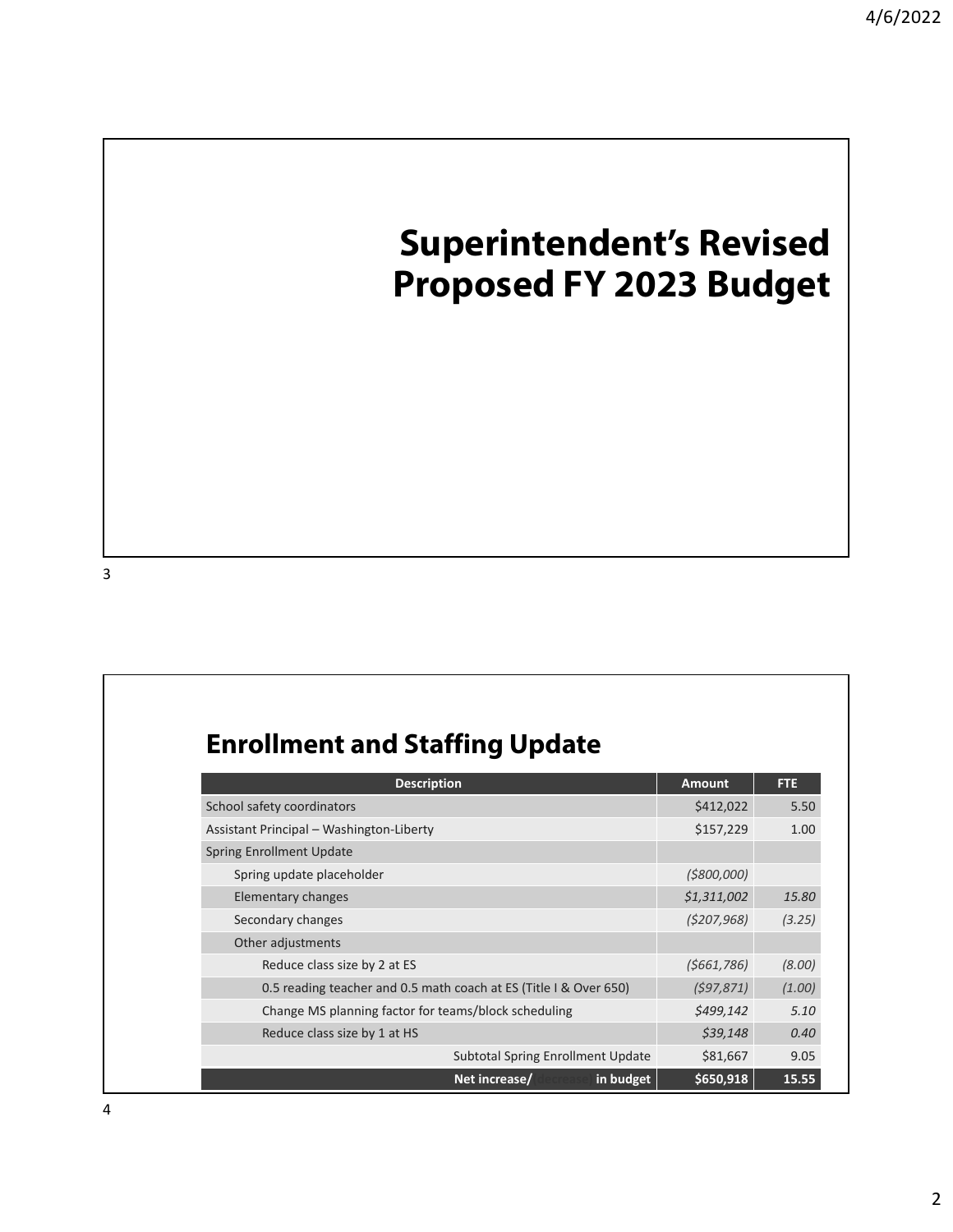# Superintendent's Revised Proposed FY 2023 Budget

## Enrollment and Staffing Update

| Description | Amount | FTE |
|---|---|---|
| School safety coordinators | $412,022 | 5.50 |
| Assistant Principal – Washington-Liberty | $157,229 | 1.00 |
| Spring Enrollment Update | | |
| Spring update placeholder | *($800,000)* | |
| Elementary changes | *$1,311,002* | *15.80* |
| Secondary changes | *($207,968)* | *(3.25)* |
| Other adjustments | | |
| Reduce class size by 2 at ES | *($661,786)* | *(8.00)* |
| 0.5 reading teacher and 0.5 math coach at ES (Title I & Over 650) | *($97,871)* | *(1.00)* |
| Change MS planning factor for teams/block scheduling | *$499,142* | *5.10* |
| Reduce class size by 1 at HS | *$39,148* | *0.40* |
| Subtotal Spring Enrollment Update | $81,667 | 9.05 |
| **Net increase/(decrease) in budget** | **$650,918** | **15.55** |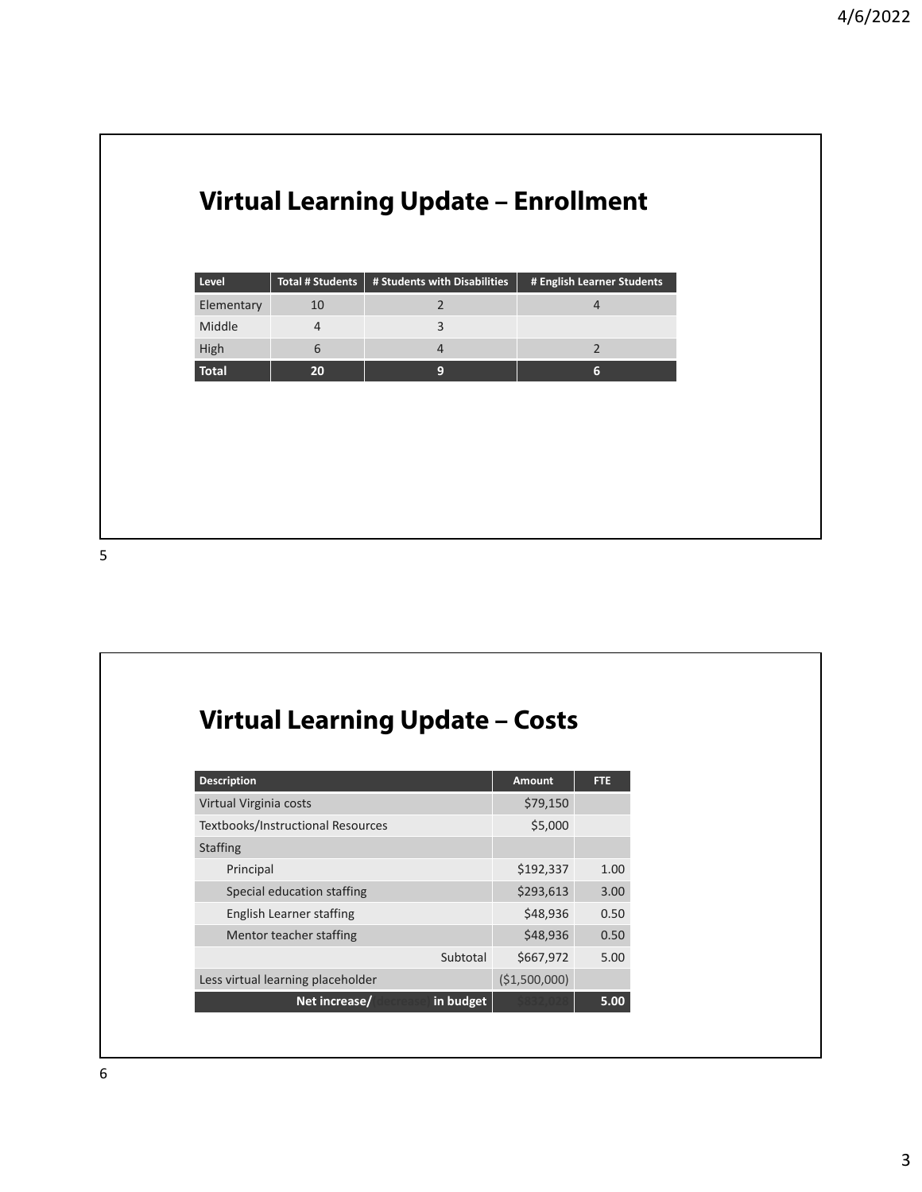## Virtual Learning Update – Enrollment

| Level | Total # Students | # Students with Disabilities | # English Learner Students |
|---|---|---|---|
| Elementary | 10 | 2 | 4 |
| Middle | 4 | 3 | |
| High | 6 | 4 | 2 |
| **Total** | **20** | **9** | **6** |

## Virtual Learning Update – Costs

| Description | Amount | FTE |
|---|---|---|
| Virtual Virginia costs | $79,150 | |
| Textbooks/Instructional Resources | $5,000 | |
| Staffing | | |
| Principal | $192,337 | 1.00 |
| Special education staffing | $293,613 | 3.00 |
| English Learner staffing | $48,936 | 0.50 |
| Mentor teacher staffing | $48,936 | 0.50 |
| Subtotal | $667,972 | 5.00 |
| Less virtual learning placeholder | ($1,500,000) | |
| **Net increase/(decrease) in budget** | **$832,028** | **5.00** |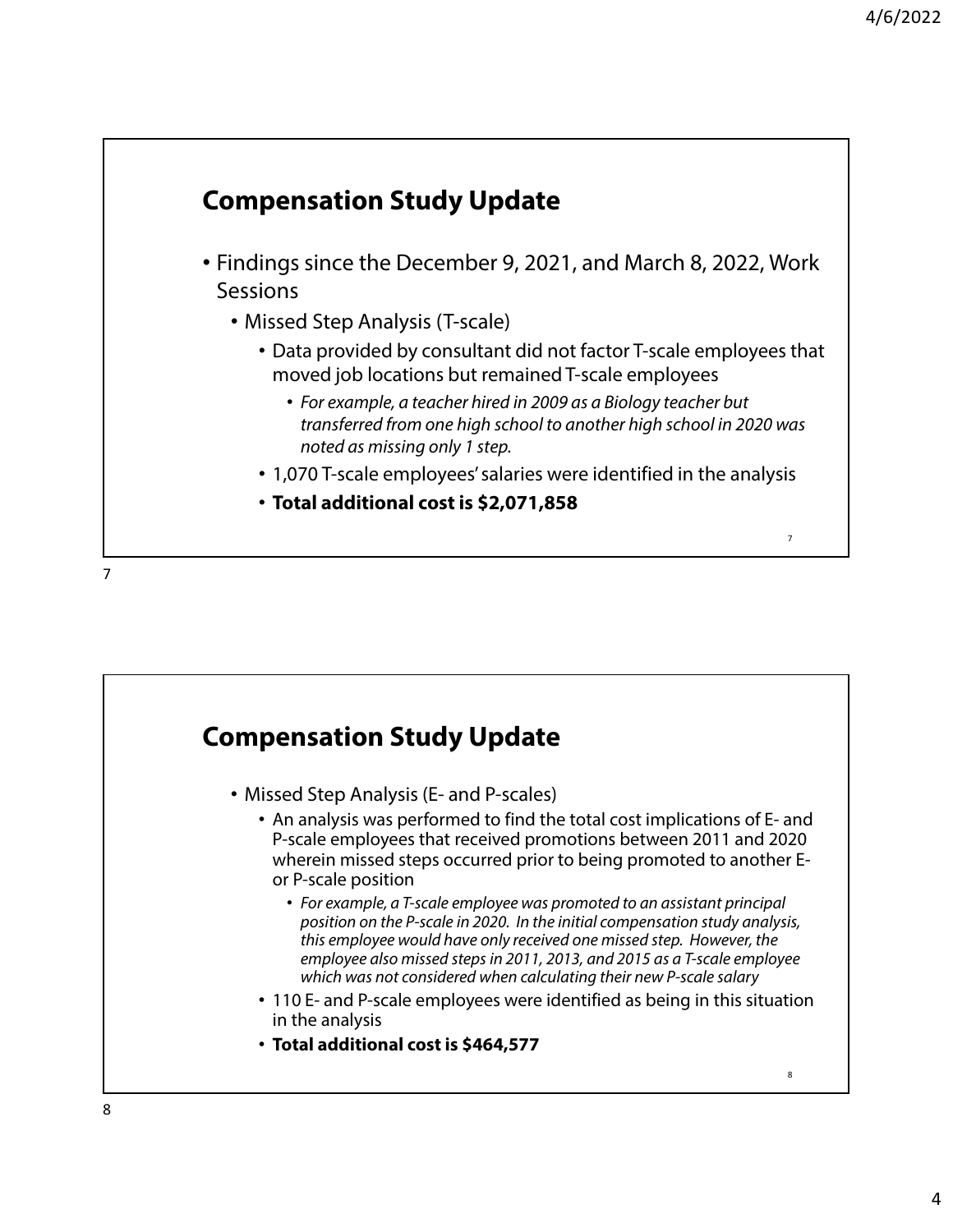## Compensation Study Update

- Findings since the December 9, 2021, and March 8, 2022, Work Sessions
  - Missed Step Analysis (T-scale)
    - Data provided by consultant did not factor T-scale employees that moved job locations but remained T-scale employees
      - *For example, a teacher hired in 2009 as a Biology teacher but transferred from one high school to another high school in 2020 was noted as missing only 1 step.*
    - 1,070 T-scale employees' salaries were identified in the analysis
    - **Total additional cost is $2,071,858**

## Compensation Study Update

- Missed Step Analysis (E- and P-scales)
  - An analysis was performed to find the total cost implications of E- and P-scale employees that received promotions between 2011 and 2020 wherein missed steps occurred prior to being promoted to another E- or P-scale position
    - *For example, a T-scale employee was promoted to an assistant principal position on the P-scale in 2020. In the initial compensation study analysis, this employee would have only received one missed step. However, the employee also missed steps in 2011, 2013, and 2015 as a T-scale employee which was not considered when calculating their new P-scale salary*
  - 110 E- and P-scale employees were identified as being in this situation in the analysis
  - **Total additional cost is $464,577**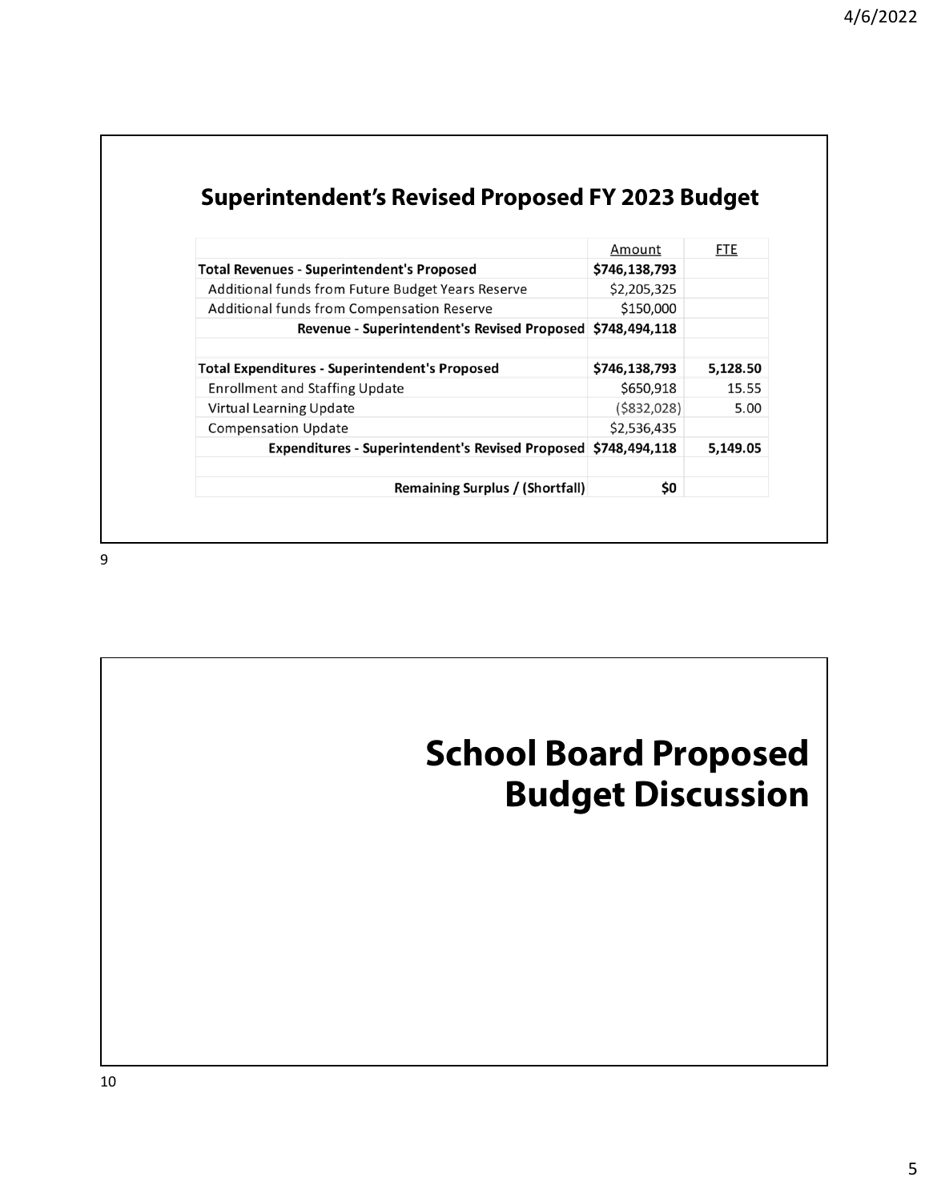## Superintendent's Revised Proposed FY 2023 Budget

| | Amount | FTE |
|---|---|---|
| **Total Revenues - Superintendent's Proposed** | **$746,138,793** | |
| Additional funds from Future Budget Years Reserve | $2,205,325 | |
| Additional funds from Compensation Reserve | $150,000 | |
| **Revenue - Superintendent's Revised Proposed** | **$748,494,118** | |
| | | |
| **Total Expenditures - Superintendent's Proposed** | **$746,138,793** | **5,128.50** |
| Enrollment and Staffing Update | $650,918 | 15.55 |
| Virtual Learning Update | ($832,028) | 5.00 |
| Compensation Update | $2,536,435 | |
| **Expenditures - Superintendent's Revised Proposed** | **$748,494,118** | **5,149.05** |
| | | |
| **Remaining Surplus / (Shortfall)** | **$0** | |

# School Board Proposed Budget Discussion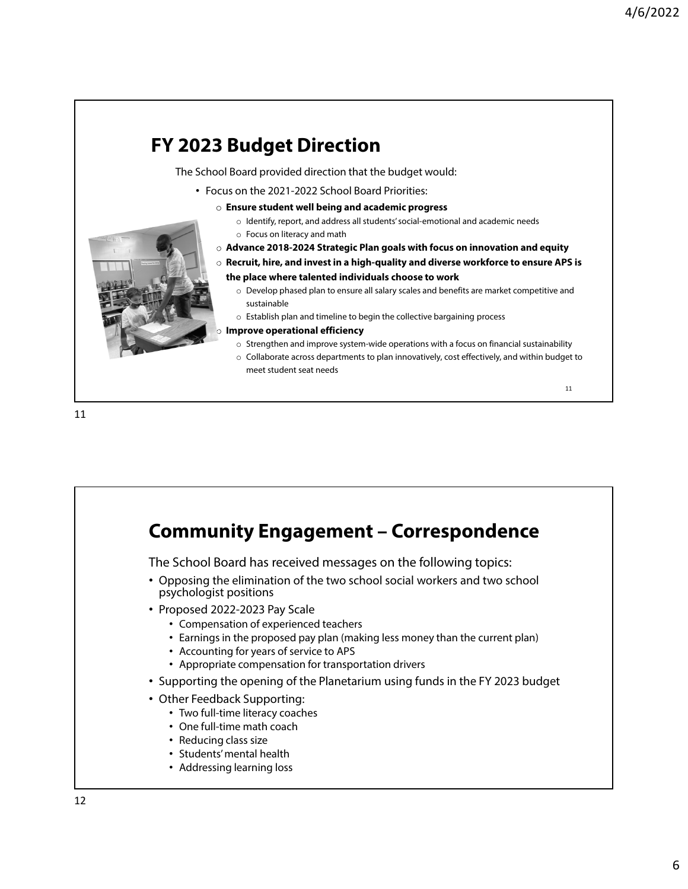## FY 2023 Budget Direction

The School Board provided direction that the budget would:

- Focus on the 2021-2022 School Board Priorities:
  - **Ensure student well being and academic progress**
    - Identify, report, and address all students' social-emotional and academic needs
    - Focus on literacy and math
  - **Advance 2018-2024 Strategic Plan goals with focus on innovation and equity**
  - **Recruit, hire, and invest in a high-quality and diverse workforce to ensure APS is the place where talented individuals choose to work**
    - Develop phased plan to ensure all salary scales and benefits are market competitive and sustainable
    - Establish plan and timeline to begin the collective bargaining process
  - **Improve operational efficiency**
    - Strengthen and improve system-wide operations with a focus on financial sustainability
    - Collaborate across departments to plan innovatively, cost effectively, and within budget to meet student seat needs

## Community Engagement – Correspondence

The School Board has received messages on the following topics:

- Opposing the elimination of the two school social workers and two school psychologist positions
- Proposed 2022-2023 Pay Scale
  - Compensation of experienced teachers
  - Earnings in the proposed pay plan (making less money than the current plan)
  - Accounting for years of service to APS
  - Appropriate compensation for transportation drivers
- Supporting the opening of the Planetarium using funds in the FY 2023 budget
- Other Feedback Supporting:
  - Two full-time literacy coaches
  - One full-time math coach
  - Reducing class size
  - Students' mental health
  - Addressing learning loss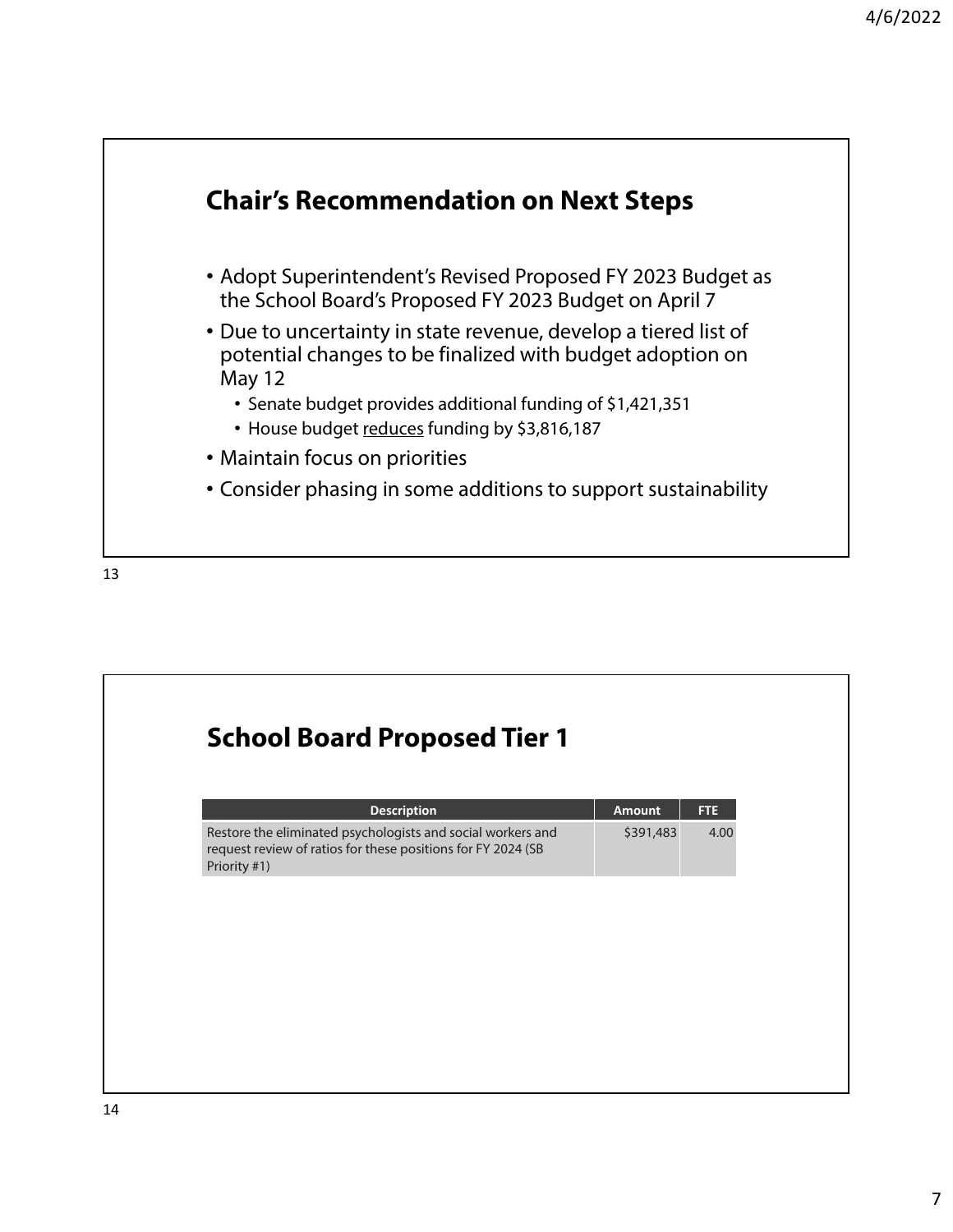## Chair's Recommendation on Next Steps

- Adopt Superintendent's Revised Proposed FY 2023 Budget as the School Board's Proposed FY 2023 Budget on April 7
- Due to uncertainty in state revenue, develop a tiered list of potential changes to be finalized with budget adoption on May 12
  - Senate budget provides additional funding of $1,421,351
  - House budget <u>reduces</u> funding by $3,816,187
- Maintain focus on priorities
- Consider phasing in some additions to support sustainability

## School Board Proposed Tier 1

| Description | Amount | FTE |
| --- | --- | --- |
| Restore the eliminated psychologists and social workers and request review of ratios for these positions for FY 2024 (SB Priority #1) | $391,483 | 4.00 |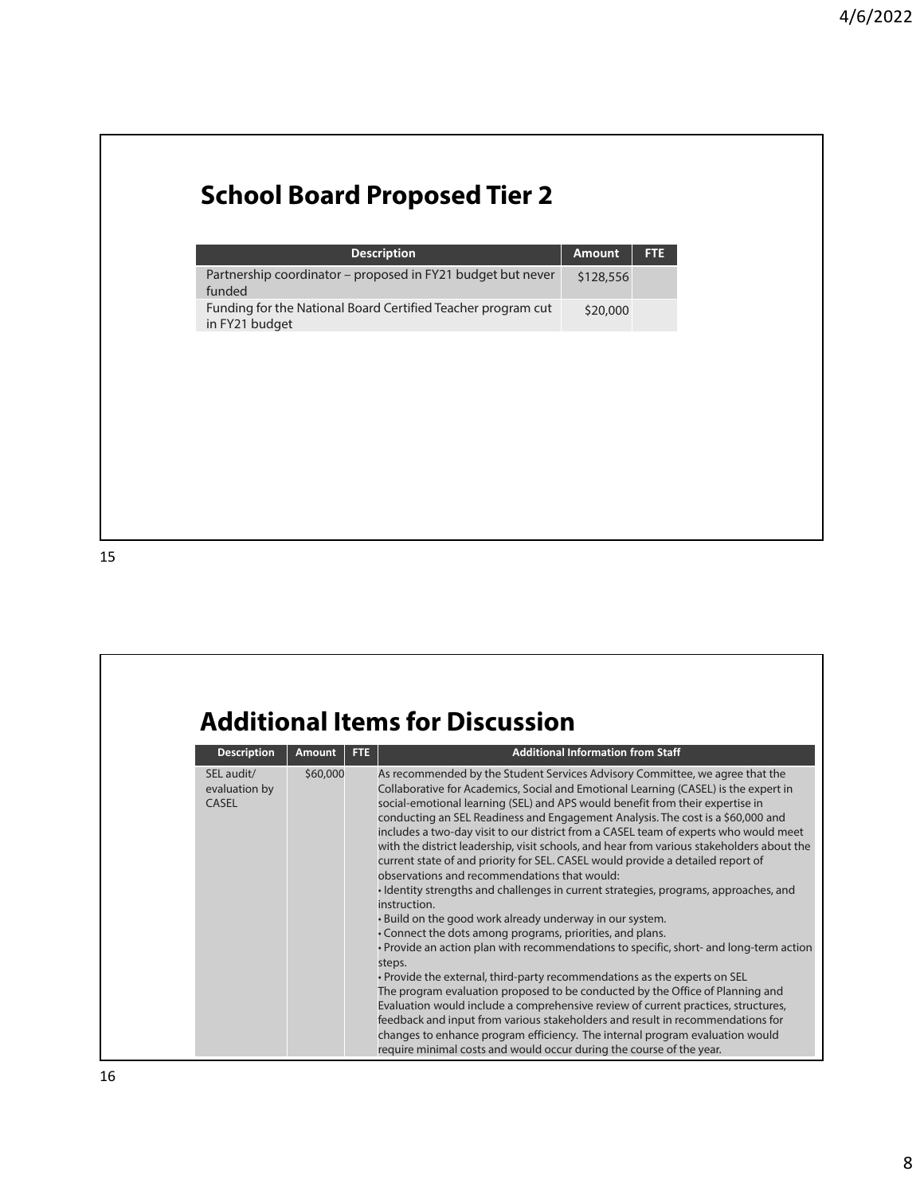## School Board Proposed Tier 2

| Description | Amount | FTE |
|---|---|---|
| Partnership coordinator – proposed in FY21 budget but never funded | $128,556 | |
| Funding for the National Board Certified Teacher program cut in FY21 budget | $20,000 | |

## Additional Items for Discussion

| Description | Amount | FTE | Additional Information from Staff |
|---|---|---|---|
| SEL audit/ evaluation by CASEL | $60,000 | | As recommended by the Student Services Advisory Committee, we agree that the Collaborative for Academics, Social and Emotional Learning (CASEL) is the expert in social-emotional learning (SEL) and APS would benefit from their expertise in conducting an SEL Readiness and Engagement Analysis. The cost is a $60,000 and includes a two-day visit to our district from a CASEL team of experts who would meet with the district leadership, visit schools, and hear from various stakeholders about the current state of and priority for SEL. CASEL would provide a detailed report of observations and recommendations that would:<br>• Identity strengths and challenges in current strategies, programs, approaches, and instruction.<br>• Build on the good work already underway in our system.<br>• Connect the dots among programs, priorities, and plans.<br>• Provide an action plan with recommendations to specific, short- and long-term action steps.<br>• Provide the external, third-party recommendations as the experts on SEL<br>The program evaluation proposed to be conducted by the Office of Planning and Evaluation would include a comprehensive review of current practices, structures, feedback and input from various stakeholders and result in recommendations for changes to enhance program efficiency. The internal program evaluation would require minimal costs and would occur during the course of the year. |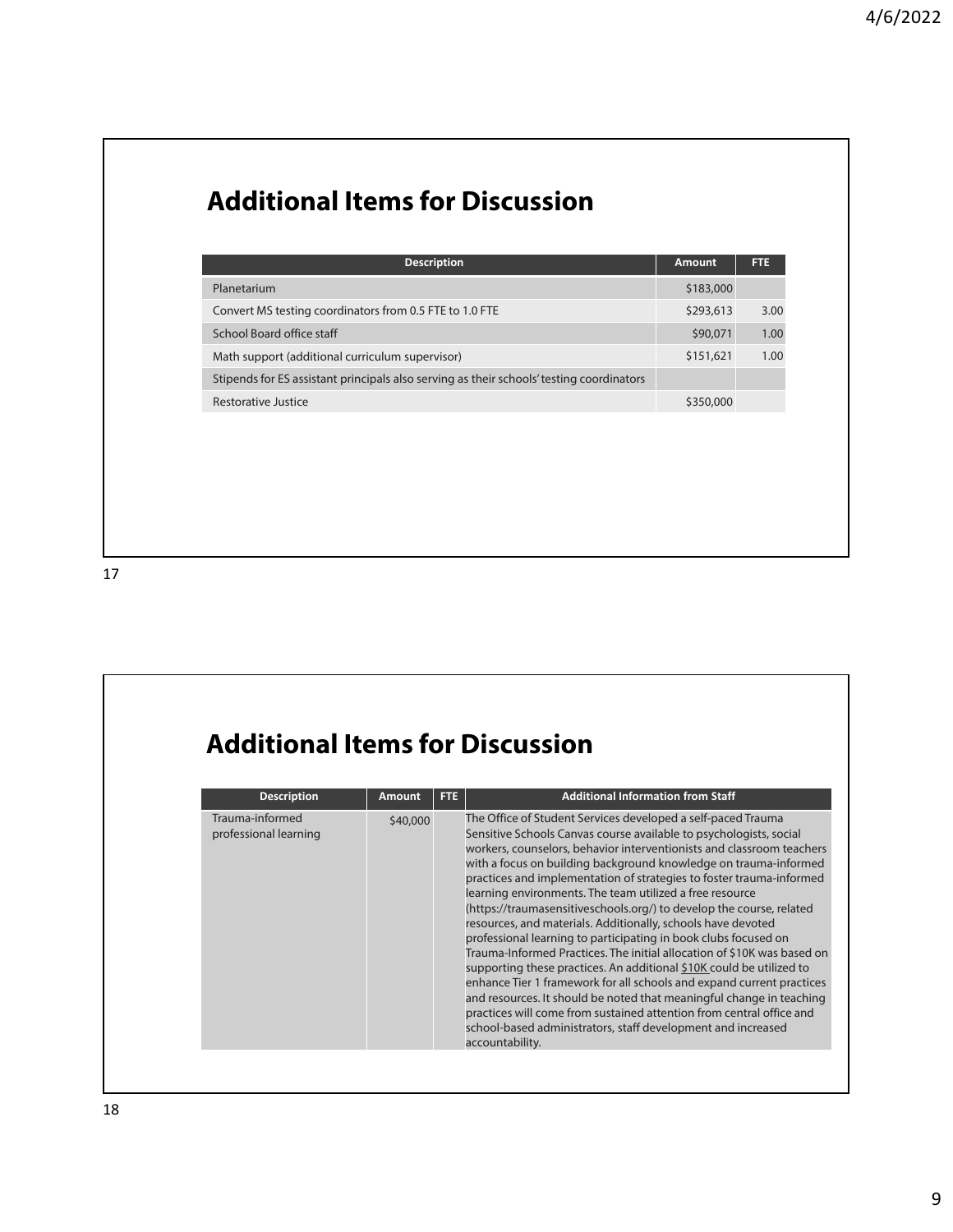## Additional Items for Discussion

| Description | Amount | FTE |
|---|---|---|
| Planetarium | $183,000 | |
| Convert MS testing coordinators from 0.5 FTE to 1.0 FTE | $293,613 | 3.00 |
| School Board office staff | $90,071 | 1.00 |
| Math support (additional curriculum supervisor) | $151,621 | 1.00 |
| Stipends for ES assistant principals also serving as their schools' testing coordinators | | |
| Restorative Justice | $350,000 | |

## Additional Items for Discussion

| Description | Amount | FTE | Additional Information from Staff |
|---|---|---|---|
| Trauma-informed professional learning | $40,000 | | The Office of Student Services developed a self-paced Trauma Sensitive Schools Canvas course available to psychologists, social workers, counselors, behavior interventionists and classroom teachers with a focus on building background knowledge on trauma-informed practices and implementation of strategies to foster trauma-informed learning environments. The team utilized a free resource (https://traumasensitiveschools.org/) to develop the course, related resources, and materials. Additionally, schools have devoted professional learning to participating in book clubs focused on Trauma-Informed Practices. The initial allocation of $10K was based on supporting these practices. An additional $10K could be utilized to enhance Tier 1 framework for all schools and expand current practices and resources. It should be noted that meaningful change in teaching practices will come from sustained attention from central office and school-based administrators, staff development and increased accountability. |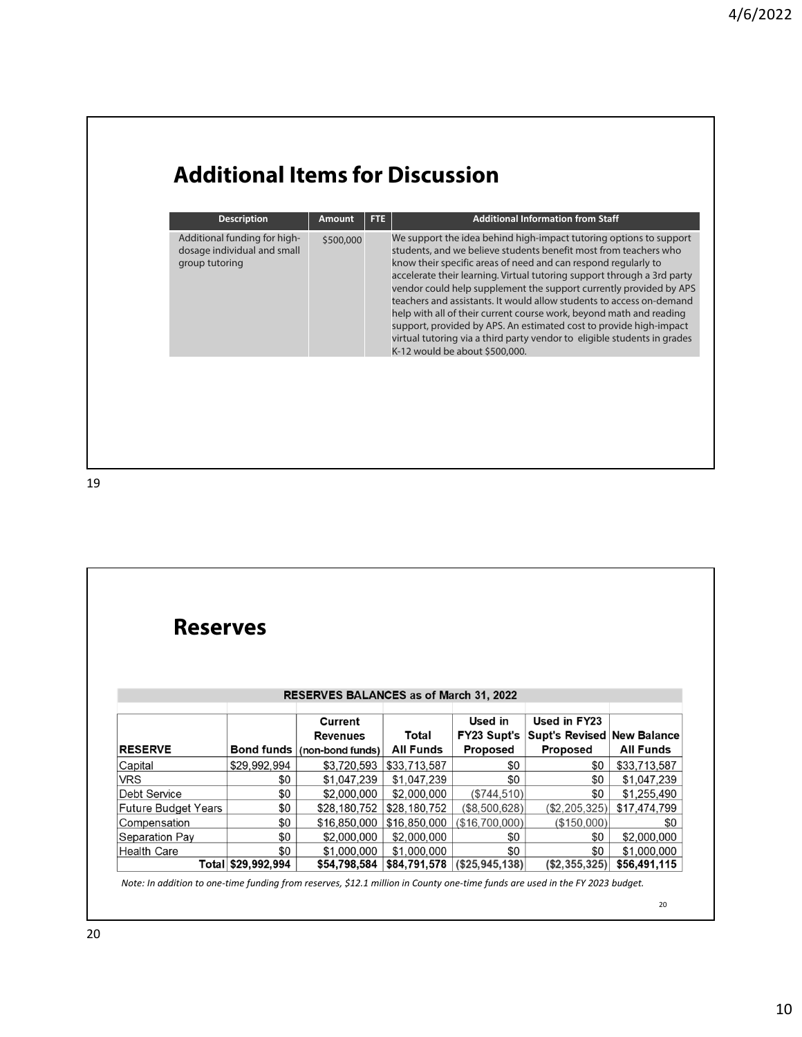## Additional Items for Discussion

| Description | Amount | FTE | Additional Information from Staff |
|---|---|---|---|
| Additional funding for high-dosage individual and small group tutoring | $500,000 | | We support the idea behind high-impact tutoring options to support students, and we believe students benefit most from teachers who know their specific areas of need and can respond regularly to accelerate their learning. Virtual tutoring support through a 3rd party vendor could help supplement the support currently provided by APS teachers and assistants. It would allow students to access on-demand help with all of their current course work, beyond math and reading support, provided by APS. An estimated cost to provide high-impact virtual tutoring via a third party vendor to eligible students in grades K-12 would be about $500,000. |

## Reserves

**RESERVES BALANCES as of March 31, 2022**

| RESERVE | Bond funds | Current Revenues (non-bond funds) | Total All Funds | Used in FY23 Supt's Proposed | Used in FY23 Supt's Revised Proposed | New Balance All Funds |
|---|---|---|---|---|---|---|
| Capital | $29,992,994 | $3,720,593 | $33,713,587 | $0 | $0 | $33,713,587 |
| VRS | $0 | $1,047,239 | $1,047,239 | $0 | $0 | $1,047,239 |
| Debt Service | $0 | $2,000,000 | $2,000,000 | ($744,510) | $0 | $1,255,490 |
| Future Budget Years | $0 | $28,180,752 | $28,180,752 | ($8,500,628) | ($2,205,325) | $17,474,799 |
| Compensation | $0 | $16,850,000 | $16,850,000 | ($16,700,000) | ($150,000) | $0 |
| Separation Pay | $0 | $2,000,000 | $2,000,000 | $0 | $0 | $2,000,000 |
| Health Care | $0 | $1,000,000 | $1,000,000 | $0 | $0 | $1,000,000 |
| **Total** | **$29,992,994** | **$54,798,584** | **$84,791,578** | **($25,945,138)** | **($2,355,325)** | **$56,491,115** |

*Note: In addition to one-time funding from reserves, $12.1 million in County one-time funds are used in the FY 2023 budget.*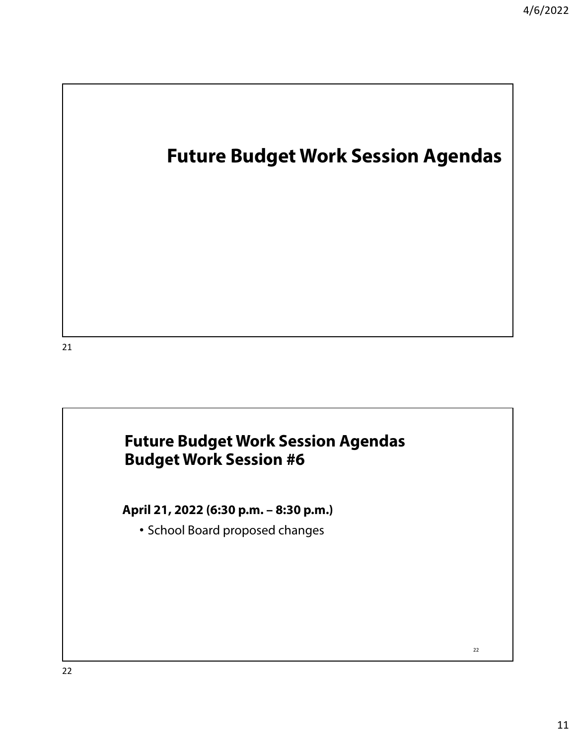# Future Budget Work Session Agendas

## Future Budget Work Session Agendas
## Budget Work Session #6

**April 21, 2022 (6:30 p.m. – 8:30 p.m.)**

- School Board proposed changes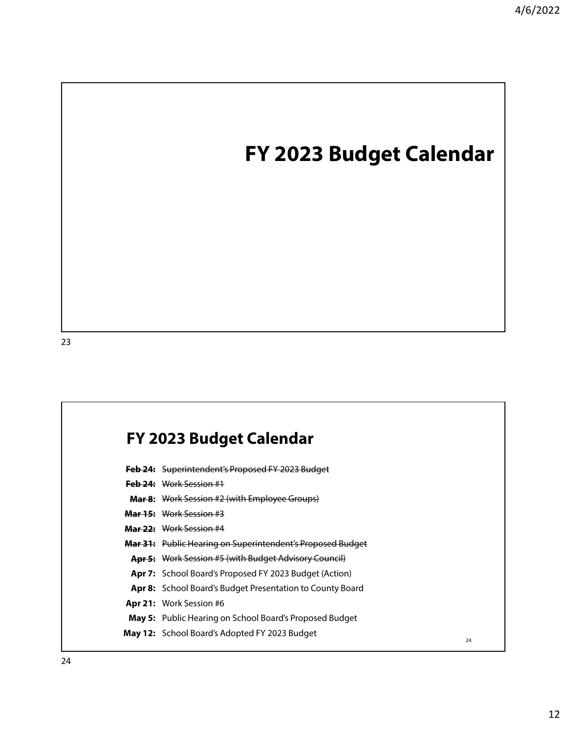# FY 2023 Budget Calendar

## FY 2023 Budget Calendar

- ~~**Feb 24:** Superintendent's Proposed FY 2023 Budget~~
- ~~**Feb 24:** Work Session #1~~
- ~~**Mar 8:** Work Session #2 (with Employee Groups)~~
- ~~**Mar 15:** Work Session #3~~
- ~~**Mar 22:** Work Session #4~~
- ~~**Mar 31:** Public Hearing on Superintendent's Proposed Budget~~
- ~~**Apr 5:** Work Session #5 (with Budget Advisory Council)~~
- **Apr 7:** School Board's Proposed FY 2023 Budget (Action)
- **Apr 8:** School Board's Budget Presentation to County Board
- **Apr 21:** Work Session #6
- **May 5:** Public Hearing on School Board's Proposed Budget
- **May 12:** School Board's Adopted FY 2023 Budget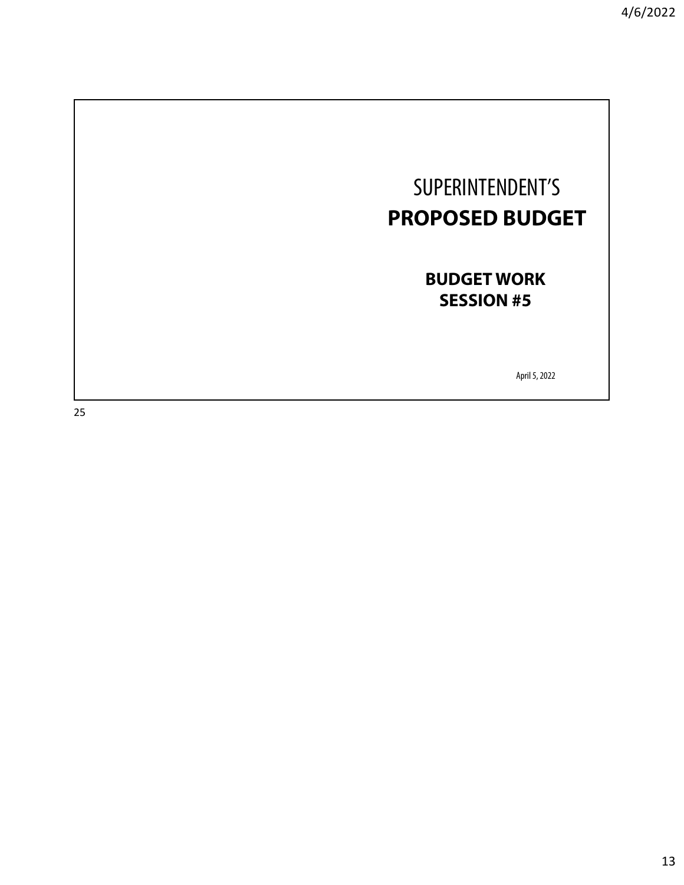SUPERINTENDENT'S

# PROPOSED BUDGET

## BUDGET WORK SESSION #5

April 5, 2022